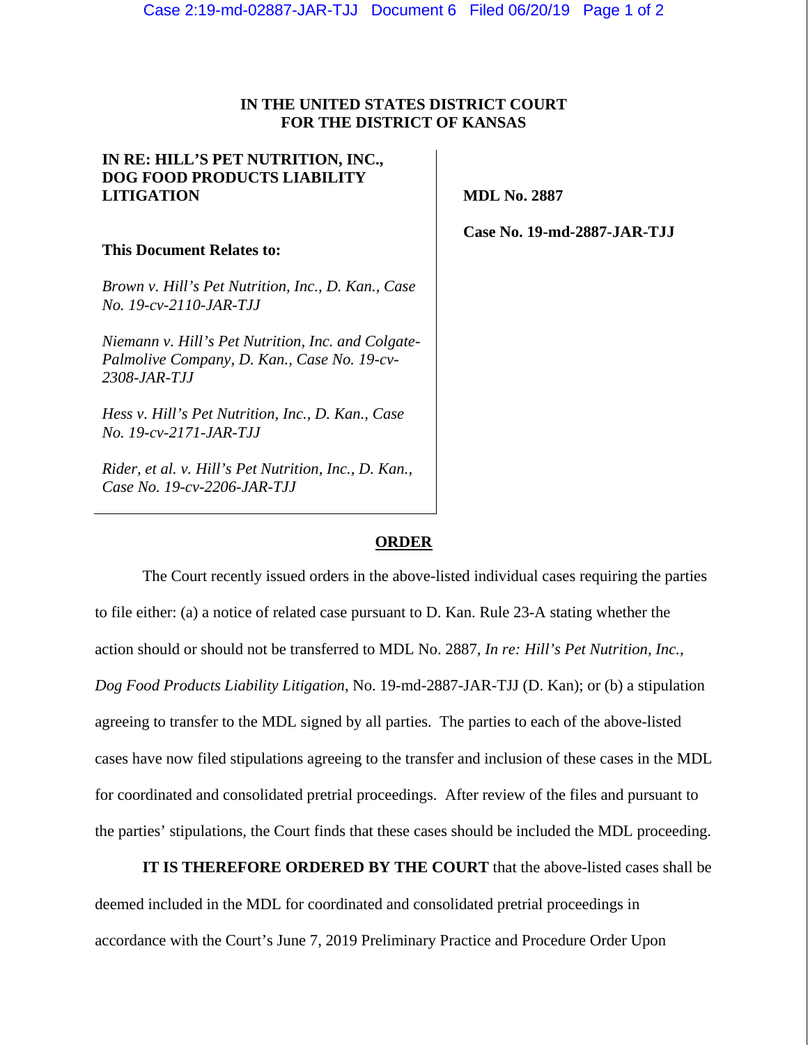**IN THE UNITED STATES DISTRICT COURT**
**FOR THE DISTRICT OF KANSAS**

**IN RE: HILL'S PET NUTRITION, INC., DOG FOOD PRODUCTS LIABILITY LITIGATION**

**This Document Relates to:**

*Brown v. Hill's Pet Nutrition, Inc., D. Kan., Case No. 19-cv-2110-JAR-TJJ*

*Niemann v. Hill's Pet Nutrition, Inc. and Colgate-Palmolive Company, D. Kan., Case No. 19-cv-2308-JAR-TJJ*

*Hess v. Hill's Pet Nutrition, Inc., D. Kan., Case No. 19-cv-2171-JAR-TJJ*

*Rider, et al. v. Hill's Pet Nutrition, Inc., D. Kan., Case No. 19-cv-2206-JAR-TJJ*

**MDL No. 2887**

**Case No. 19-md-2887-JAR-TJJ**

**ORDER**

The Court recently issued orders in the above-listed individual cases requiring the parties to file either: (a) a notice of related case pursuant to D. Kan. Rule 23-A stating whether the action should or should not be transferred to MDL No. 2887, *In re: Hill's Pet Nutrition, Inc., Dog Food Products Liability Litigation*, No. 19-md-2887-JAR-TJJ (D. Kan); or (b) a stipulation agreeing to transfer to the MDL signed by all parties. The parties to each of the above-listed cases have now filed stipulations agreeing to the transfer and inclusion of these cases in the MDL for coordinated and consolidated pretrial proceedings. After review of the files and pursuant to the parties' stipulations, the Court finds that these cases should be included the MDL proceeding.

**IT IS THEREFORE ORDERED BY THE COURT** that the above-listed cases shall be deemed included in the MDL for coordinated and consolidated pretrial proceedings in accordance with the Court's June 7, 2019 Preliminary Practice and Procedure Order Upon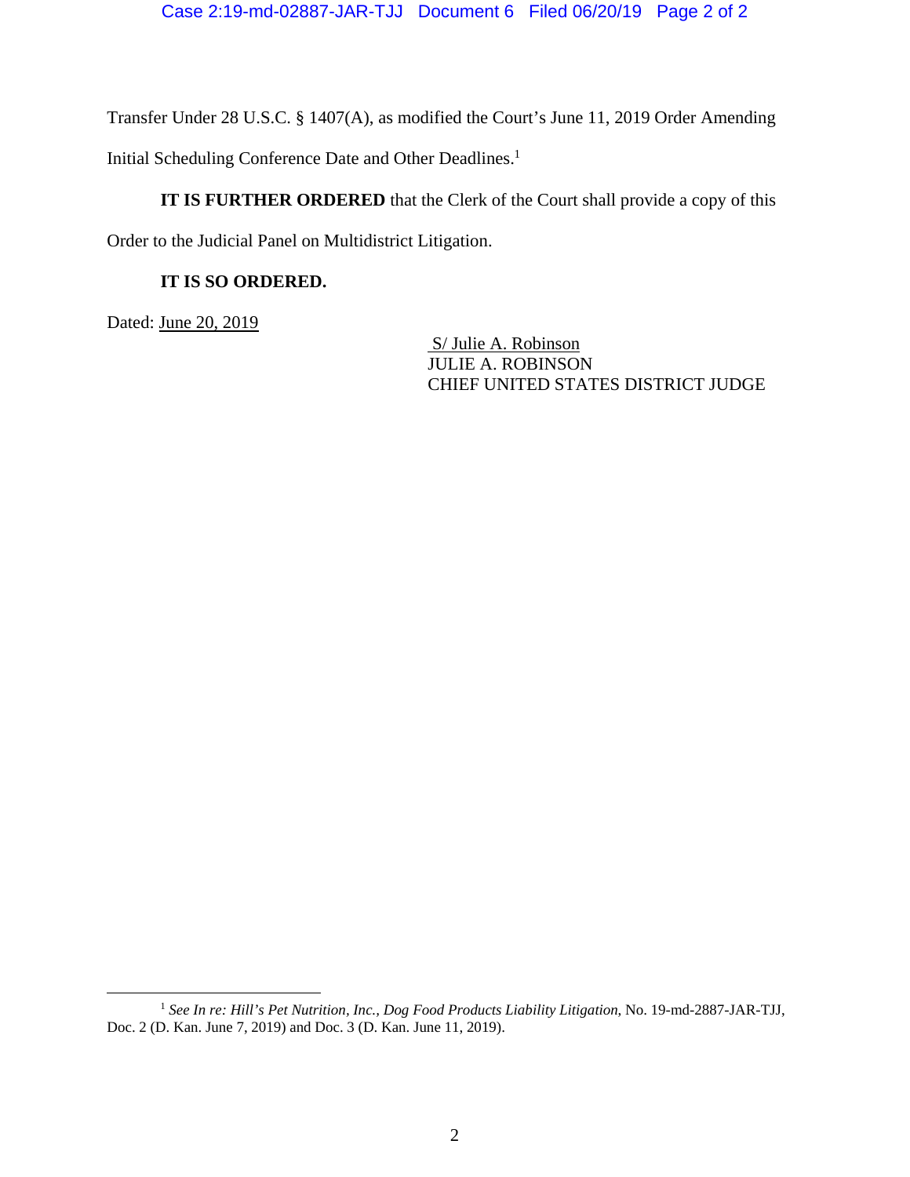Transfer Under 28 U.S.C. § 1407(A), as modified the Court's June 11, 2019 Order Amending Initial Scheduling Conference Date and Other Deadlines.[1]

**IT IS FURTHER ORDERED** that the Clerk of the Court shall provide a copy of this Order to the Judicial Panel on Multidistrict Litigation.

**IT IS SO ORDERED.**

Dated: June 20, 2019

S/ Julie A. Robinson
JULIE A. ROBINSON
CHIEF UNITED STATES DISTRICT JUDGE

---

[1] *See In re: Hill's Pet Nutrition, Inc., Dog Food Products Liability Litigation*, No. 19-md-2887-JAR-TJJ, Doc. 2 (D. Kan. June 7, 2019) and Doc. 3 (D. Kan. June 11, 2019).